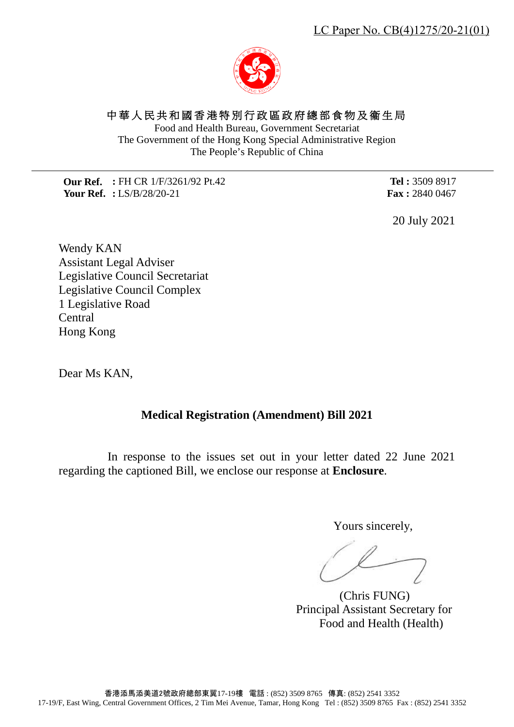LC Paper No. CB(4)1275/20-21(01)

中華人民共和國香港特別行政區政府總部食物及衞生局
Food and Health Bureau, Government Secretariat
The Government of the Hong Kong Special Administrative Region
The People's Republic of China

**Our Ref.** : FH CR 1/F/3261/92 Pt.42
**Your Ref.** : LS/B/28/20-21

**Tel :** 3509 8917
**Fax :** 2840 0467

20 July 2021

Wendy KAN
Assistant Legal Adviser
Legislative Council Secretariat
Legislative Council Complex
1 Legislative Road
Central
Hong Kong

Dear Ms KAN,

**Medical Registration (Amendment) Bill 2021**

In response to the issues set out in your letter dated 22 June 2021 regarding the captioned Bill, we enclose our response at **Enclosure**.

Yours sincerely,

(Chris FUNG)
Principal Assistant Secretary for
Food and Health (Health)

香港添馬添美道2號政府總部東翼17-19樓　電話 : (852) 3509 8765　傳真: (852) 2541 3352
17-19/F, East Wing, Central Government Offices, 2 Tim Mei Avenue, Tamar, Hong Kong　Tel : (852) 3509 8765　Fax : (852) 2541 3352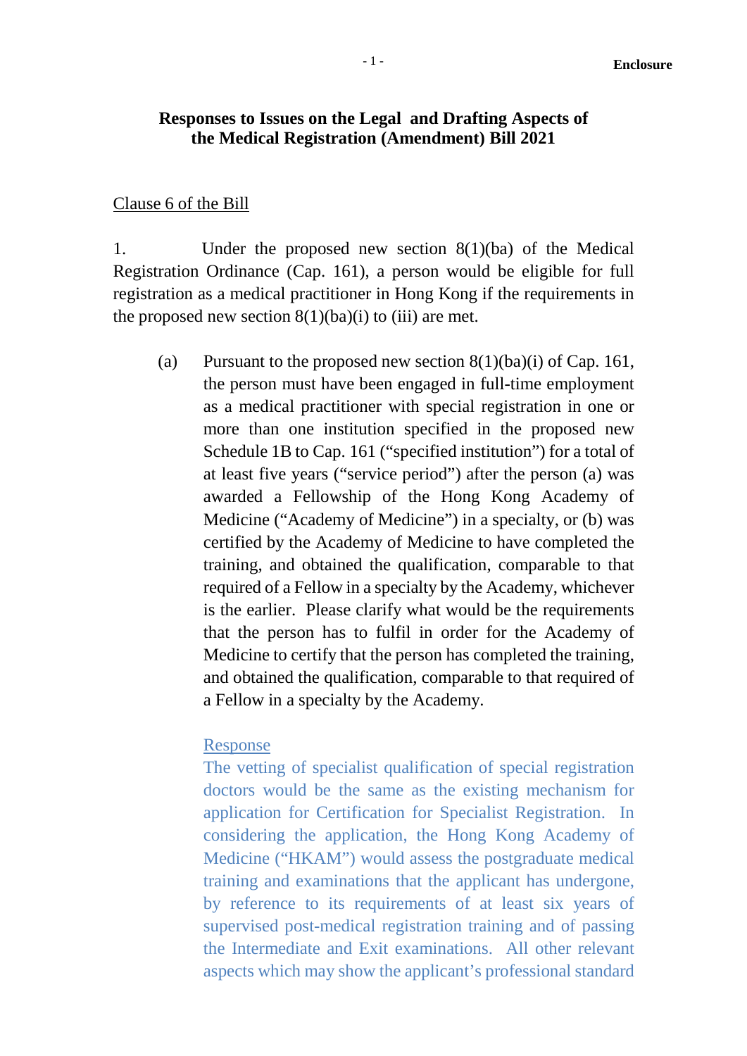**Enclosure**

**Responses to Issues on the Legal and Drafting Aspects of the Medical Registration (Amendment) Bill 2021**

<u>Clause 6 of the Bill</u>

1. Under the proposed new section 8(1)(ba) of the Medical Registration Ordinance (Cap. 161), a person would be eligible for full registration as a medical practitioner in Hong Kong if the requirements in the proposed new section 8(1)(ba)(i) to (iii) are met.

   (a) Pursuant to the proposed new section 8(1)(ba)(i) of Cap. 161, the person must have been engaged in full-time employment as a medical practitioner with special registration in one or more than one institution specified in the proposed new Schedule 1B to Cap. 161 ("specified institution") for a total of at least five years ("service period") after the person (a) was awarded a Fellowship of the Hong Kong Academy of Medicine ("Academy of Medicine") in a specialty, or (b) was certified by the Academy of Medicine to have completed the training, and obtained the qualification, comparable to that required of a Fellow in a specialty by the Academy, whichever is the earlier. Please clarify what would be the requirements that the person has to fulfil in order for the Academy of Medicine to certify that the person has completed the training, and obtained the qualification, comparable to that required of a Fellow in a specialty by the Academy.

   <u>Response</u>
   The vetting of specialist qualification of special registration doctors would be the same as the existing mechanism for application for Certification for Specialist Registration. In considering the application, the Hong Kong Academy of Medicine ("HKAM") would assess the postgraduate medical training and examinations that the applicant has undergone, by reference to its requirements of at least six years of supervised post-medical registration training and of passing the Intermediate and Exit examinations. All other relevant aspects which may show the applicant's professional standard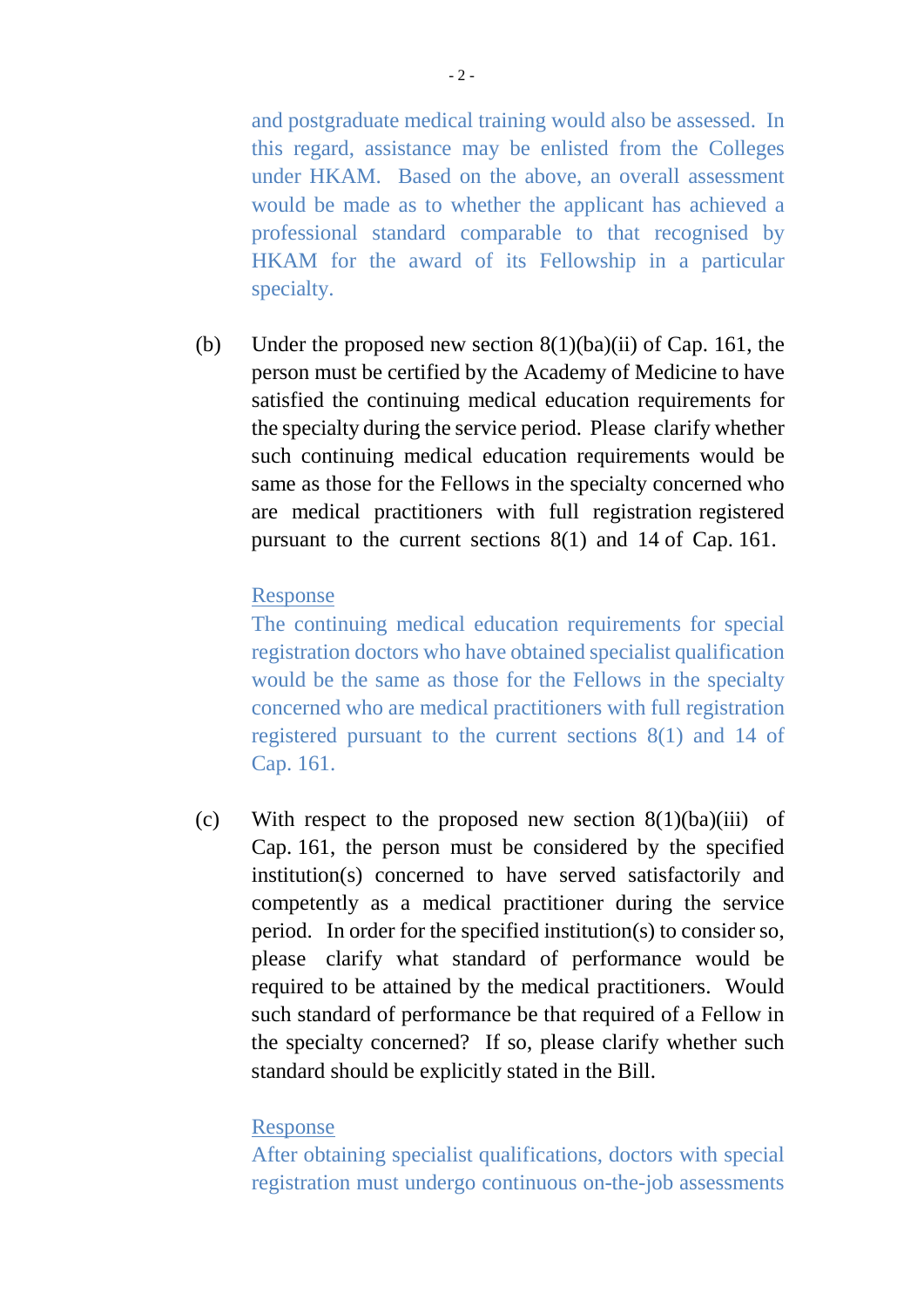and postgraduate medical training would also be assessed. In this regard, assistance may be enlisted from the Colleges under HKAM. Based on the above, an overall assessment would be made as to whether the applicant has achieved a professional standard comparable to that recognised by HKAM for the award of its Fellowship in a particular specialty.

(b) Under the proposed new section 8(1)(ba)(ii) of Cap. 161, the person must be certified by the Academy of Medicine to have satisfied the continuing medical education requirements for the specialty during the service period. Please clarify whether such continuing medical education requirements would be same as those for the Fellows in the specialty concerned who are medical practitioners with full registration registered pursuant to the current sections 8(1) and 14 of Cap. 161.

Response

The continuing medical education requirements for special registration doctors who have obtained specialist qualification would be the same as those for the Fellows in the specialty concerned who are medical practitioners with full registration registered pursuant to the current sections 8(1) and 14 of Cap. 161.

(c) With respect to the proposed new section 8(1)(ba)(iii) of Cap. 161, the person must be considered by the specified institution(s) concerned to have served satisfactorily and competently as a medical practitioner during the service period. In order for the specified institution(s) to consider so, please clarify what standard of performance would be required to be attained by the medical practitioners. Would such standard of performance be that required of a Fellow in the specialty concerned? If so, please clarify whether such standard should be explicitly stated in the Bill.

Response

After obtaining specialist qualifications, doctors with special registration must undergo continuous on-the-job assessments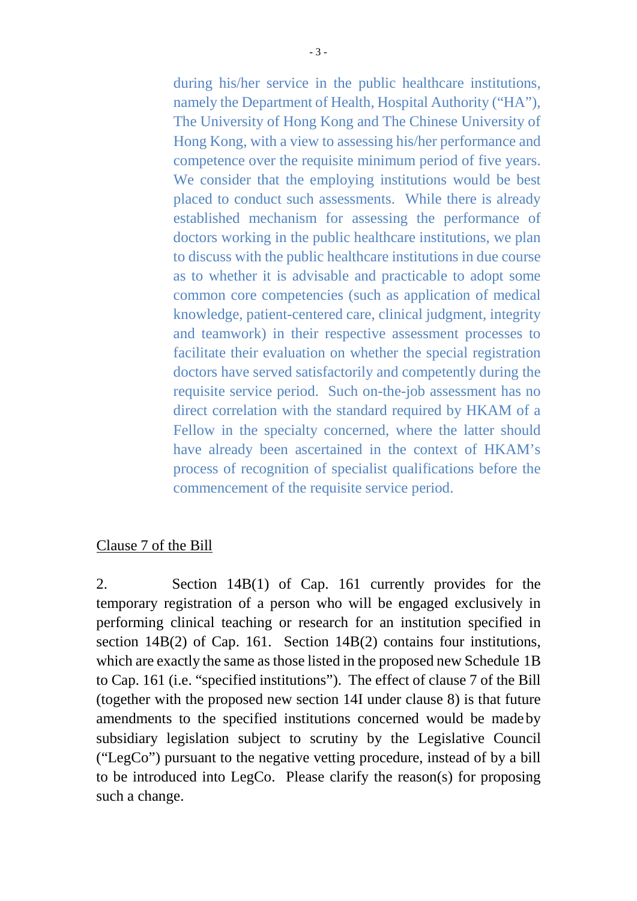during his/her service in the public healthcare institutions, namely the Department of Health, Hospital Authority ("HA"), The University of Hong Kong and The Chinese University of Hong Kong, with a view to assessing his/her performance and competence over the requisite minimum period of five years. We consider that the employing institutions would be best placed to conduct such assessments. While there is already established mechanism for assessing the performance of doctors working in the public healthcare institutions, we plan to discuss with the public healthcare institutions in due course as to whether it is advisable and practicable to adopt some common core competencies (such as application of medical knowledge, patient-centered care, clinical judgment, integrity and teamwork) in their respective assessment processes to facilitate their evaluation on whether the special registration doctors have served satisfactorily and competently during the requisite service period. Such on-the-job assessment has no direct correlation with the standard required by HKAM of a Fellow in the specialty concerned, where the latter should have already been ascertained in the context of HKAM's process of recognition of specialist qualifications before the commencement of the requisite service period.

<u>Clause 7 of the Bill</u>

2. Section 14B(1) of Cap. 161 currently provides for the temporary registration of a person who will be engaged exclusively in performing clinical teaching or research for an institution specified in section 14B(2) of Cap. 161. Section 14B(2) contains four institutions, which are exactly the same as those listed in the proposed new Schedule 1B to Cap. 161 (i.e. "specified institutions"). The effect of clause 7 of the Bill (together with the proposed new section 14I under clause 8) is that future amendments to the specified institutions concerned would be made by subsidiary legislation subject to scrutiny by the Legislative Council ("LegCo") pursuant to the negative vetting procedure, instead of by a bill to be introduced into LegCo. Please clarify the reason(s) for proposing such a change.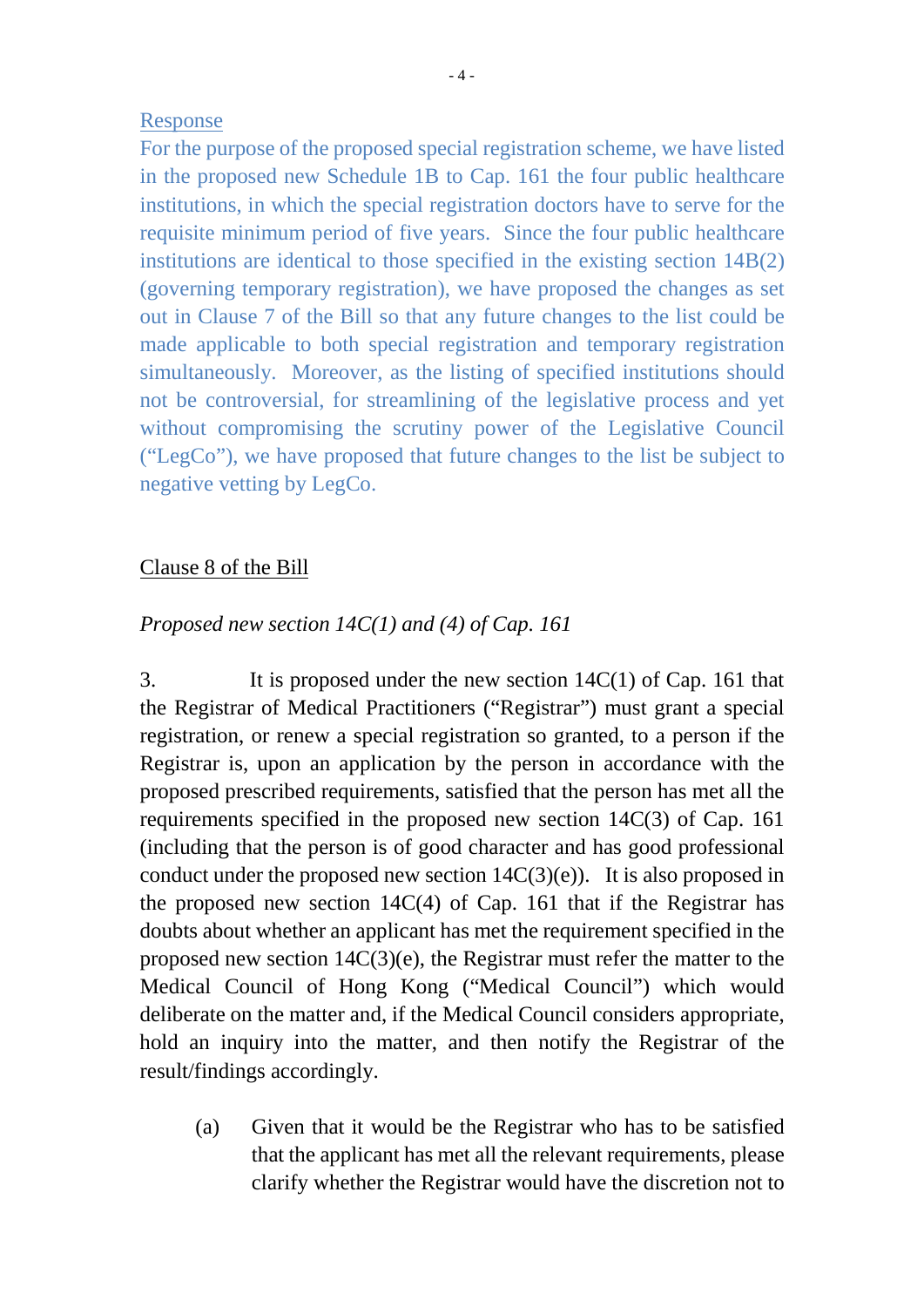Response

For the purpose of the proposed special registration scheme, we have listed in the proposed new Schedule 1B to Cap. 161 the four public healthcare institutions, in which the special registration doctors have to serve for the requisite minimum period of five years. Since the four public healthcare institutions are identical to those specified in the existing section 14B(2) (governing temporary registration), we have proposed the changes as set out in Clause 7 of the Bill so that any future changes to the list could be made applicable to both special registration and temporary registration simultaneously. Moreover, as the listing of specified institutions should not be controversial, for streamlining of the legislative process and yet without compromising the scrutiny power of the Legislative Council ("LegCo"), we have proposed that future changes to the list be subject to negative vetting by LegCo.

Clause 8 of the Bill

*Proposed new section 14C(1) and (4) of Cap. 161*

3. It is proposed under the new section 14C(1) of Cap. 161 that the Registrar of Medical Practitioners ("Registrar") must grant a special registration, or renew a special registration so granted, to a person if the Registrar is, upon an application by the person in accordance with the proposed prescribed requirements, satisfied that the person has met all the requirements specified in the proposed new section 14C(3) of Cap. 161 (including that the person is of good character and has good professional conduct under the proposed new section 14C(3)(e)). It is also proposed in the proposed new section 14C(4) of Cap. 161 that if the Registrar has doubts about whether an applicant has met the requirement specified in the proposed new section 14C(3)(e), the Registrar must refer the matter to the Medical Council of Hong Kong ("Medical Council") which would deliberate on the matter and, if the Medical Council considers appropriate, hold an inquiry into the matter, and then notify the Registrar of the result/findings accordingly.

(a) Given that it would be the Registrar who has to be satisfied that the applicant has met all the relevant requirements, please clarify whether the Registrar would have the discretion not to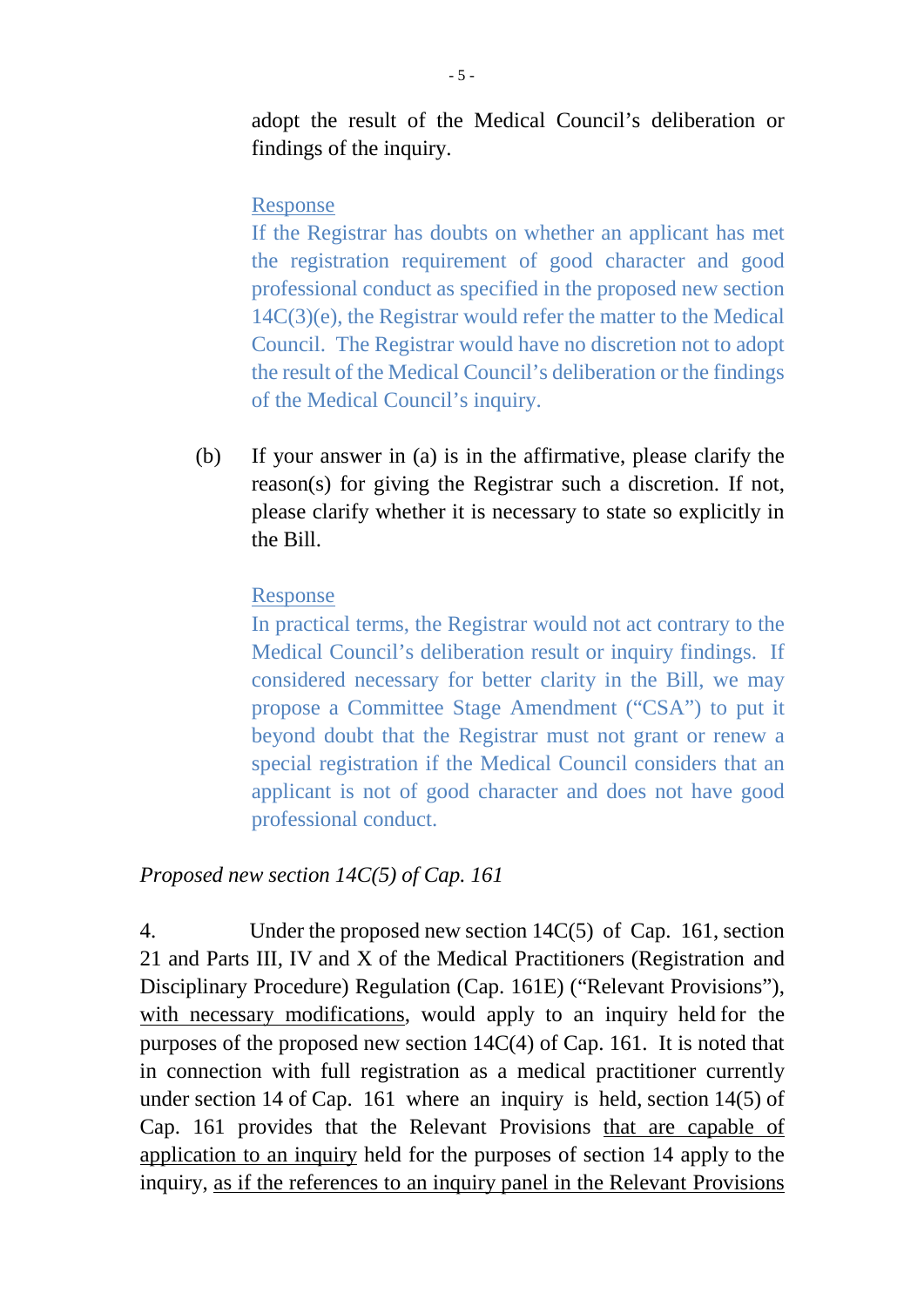adopt the result of the Medical Council's deliberation or findings of the inquiry.

<u>Response</u>

If the Registrar has doubts on whether an applicant has met the registration requirement of good character and good professional conduct as specified in the proposed new section 14C(3)(e), the Registrar would refer the matter to the Medical Council. The Registrar would have no discretion not to adopt the result of the Medical Council's deliberation or the findings of the Medical Council's inquiry.

(b) If your answer in (a) is in the affirmative, please clarify the reason(s) for giving the Registrar such a discretion. If not, please clarify whether it is necessary to state so explicitly in the Bill.

<u>Response</u>

In practical terms, the Registrar would not act contrary to the Medical Council's deliberation result or inquiry findings. If considered necessary for better clarity in the Bill, we may propose a Committee Stage Amendment ("CSA") to put it beyond doubt that the Registrar must not grant or renew a special registration if the Medical Council considers that an applicant is not of good character and does not have good professional conduct.

*Proposed new section 14C(5) of Cap. 161*

4. Under the proposed new section 14C(5) of Cap. 161, section 21 and Parts III, IV and X of the Medical Practitioners (Registration and Disciplinary Procedure) Regulation (Cap. 161E) ("Relevant Provisions"), <u>with necessary modifications</u>, would apply to an inquiry held for the purposes of the proposed new section 14C(4) of Cap. 161. It is noted that in connection with full registration as a medical practitioner currently under section 14 of Cap. 161 where an inquiry is held, section 14(5) of Cap. 161 provides that the Relevant Provisions <u>that are capable of application to an inquiry</u> held for the purposes of section 14 apply to the inquiry, <u>as if the references to an inquiry panel in the Relevant Provisions</u>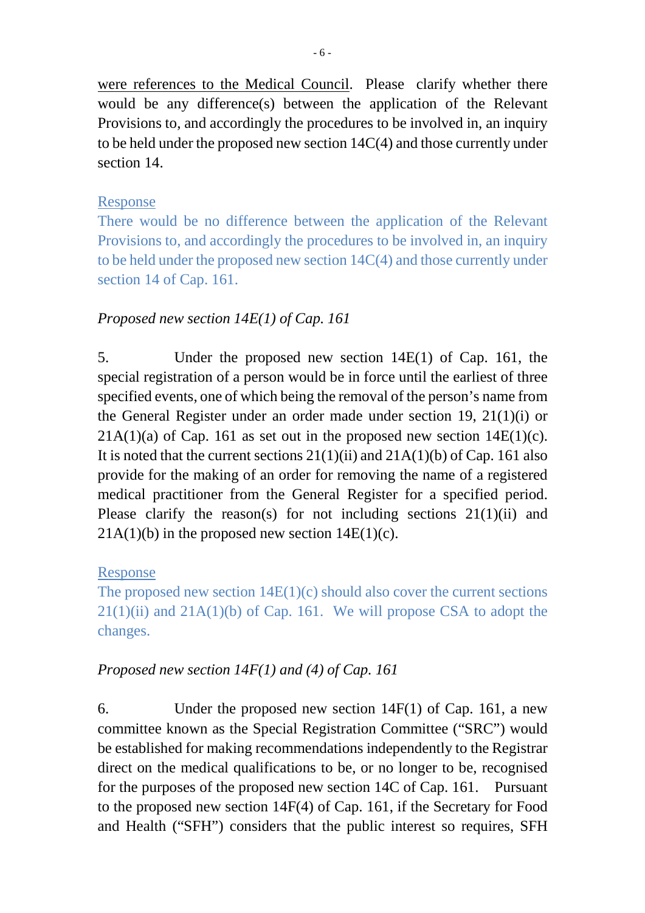were references to the Medical Council. Please clarify whether there would be any difference(s) between the application of the Relevant Provisions to, and accordingly the procedures to be involved in, an inquiry to be held under the proposed new section 14C(4) and those currently under section 14.

Response

There would be no difference between the application of the Relevant Provisions to, and accordingly the procedures to be involved in, an inquiry to be held under the proposed new section 14C(4) and those currently under section 14 of Cap. 161.

*Proposed new section 14E(1) of Cap. 161*

5. Under the proposed new section 14E(1) of Cap. 161, the special registration of a person would be in force until the earliest of three specified events, one of which being the removal of the person's name from the General Register under an order made under section 19, 21(1)(i) or 21A(1)(a) of Cap. 161 as set out in the proposed new section 14E(1)(c). It is noted that the current sections 21(1)(ii) and 21A(1)(b) of Cap. 161 also provide for the making of an order for removing the name of a registered medical practitioner from the General Register for a specified period. Please clarify the reason(s) for not including sections 21(1)(ii) and 21A(1)(b) in the proposed new section 14E(1)(c).

Response

The proposed new section 14E(1)(c) should also cover the current sections 21(1)(ii) and 21A(1)(b) of Cap. 161. We will propose CSA to adopt the changes.

*Proposed new section 14F(1) and (4) of Cap. 161*

6. Under the proposed new section 14F(1) of Cap. 161, a new committee known as the Special Registration Committee ("SRC") would be established for making recommendations independently to the Registrar direct on the medical qualifications to be, or no longer to be, recognised for the purposes of the proposed new section 14C of Cap. 161. Pursuant to the proposed new section 14F(4) of Cap. 161, if the Secretary for Food and Health ("SFH") considers that the public interest so requires, SFH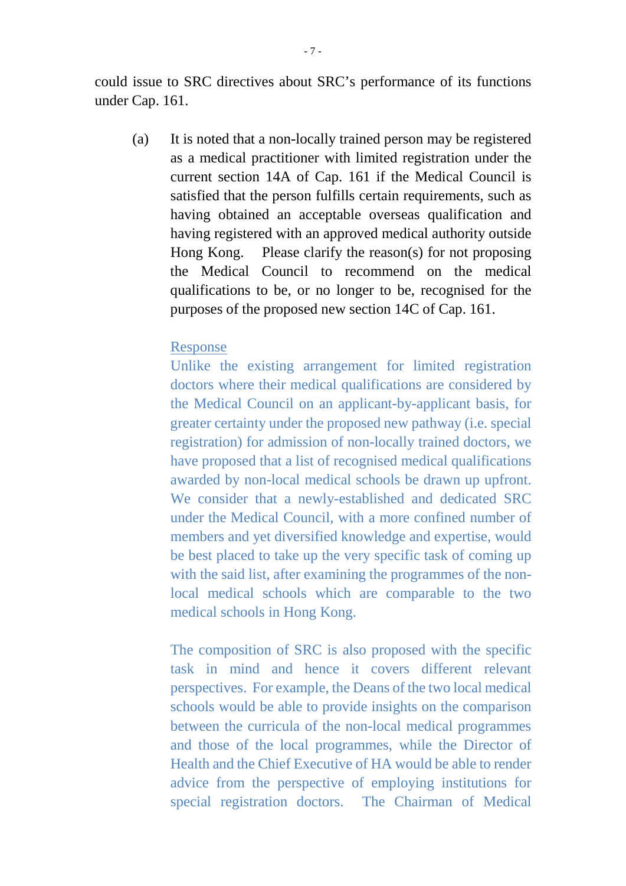could issue to SRC directives about SRC's performance of its functions under Cap. 161.

(a) It is noted that a non-locally trained person may be registered as a medical practitioner with limited registration under the current section 14A of Cap. 161 if the Medical Council is satisfied that the person fulfills certain requirements, such as having obtained an acceptable overseas qualification and having registered with an approved medical authority outside Hong Kong. Please clarify the reason(s) for not proposing the Medical Council to recommend on the medical qualifications to be, or no longer to be, recognised for the purposes of the proposed new section 14C of Cap. 161.

Response

Unlike the existing arrangement for limited registration doctors where their medical qualifications are considered by the Medical Council on an applicant-by-applicant basis, for greater certainty under the proposed new pathway (i.e. special registration) for admission of non-locally trained doctors, we have proposed that a list of recognised medical qualifications awarded by non-local medical schools be drawn up upfront. We consider that a newly-established and dedicated SRC under the Medical Council, with a more confined number of members and yet diversified knowledge and expertise, would be best placed to take up the very specific task of coming up with the said list, after examining the programmes of the non-local medical schools which are comparable to the two medical schools in Hong Kong.

The composition of SRC is also proposed with the specific task in mind and hence it covers different relevant perspectives. For example, the Deans of the two local medical schools would be able to provide insights on the comparison between the curricula of the non-local medical programmes and those of the local programmes, while the Director of Health and the Chief Executive of HA would be able to render advice from the perspective of employing institutions for special registration doctors. The Chairman of Medical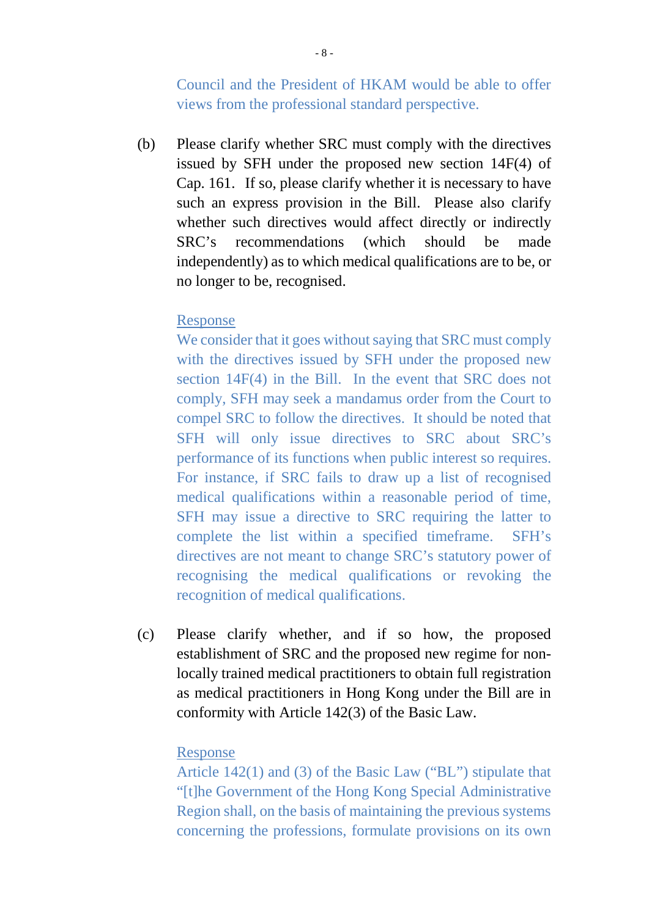Council and the President of HKAM would be able to offer views from the professional standard perspective.

(b) Please clarify whether SRC must comply with the directives issued by SFH under the proposed new section 14F(4) of Cap. 161. If so, please clarify whether it is necessary to have such an express provision in the Bill. Please also clarify whether such directives would affect directly or indirectly SRC's recommendations (which should be made independently) as to which medical qualifications are to be, or no longer to be, recognised.

<u>Response</u>
We consider that it goes without saying that SRC must comply with the directives issued by SFH under the proposed new section 14F(4) in the Bill. In the event that SRC does not comply, SFH may seek a mandamus order from the Court to compel SRC to follow the directives. It should be noted that SFH will only issue directives to SRC about SRC's performance of its functions when public interest so requires. For instance, if SRC fails to draw up a list of recognised medical qualifications within a reasonable period of time, SFH may issue a directive to SRC requiring the latter to complete the list within a specified timeframe. SFH's directives are not meant to change SRC's statutory power of recognising the medical qualifications or revoking the recognition of medical qualifications.

(c) Please clarify whether, and if so how, the proposed establishment of SRC and the proposed new regime for non-locally trained medical practitioners to obtain full registration as medical practitioners in Hong Kong under the Bill are in conformity with Article 142(3) of the Basic Law.

<u>Response</u>
Article 142(1) and (3) of the Basic Law ("BL") stipulate that "[t]he Government of the Hong Kong Special Administrative Region shall, on the basis of maintaining the previous systems concerning the professions, formulate provisions on its own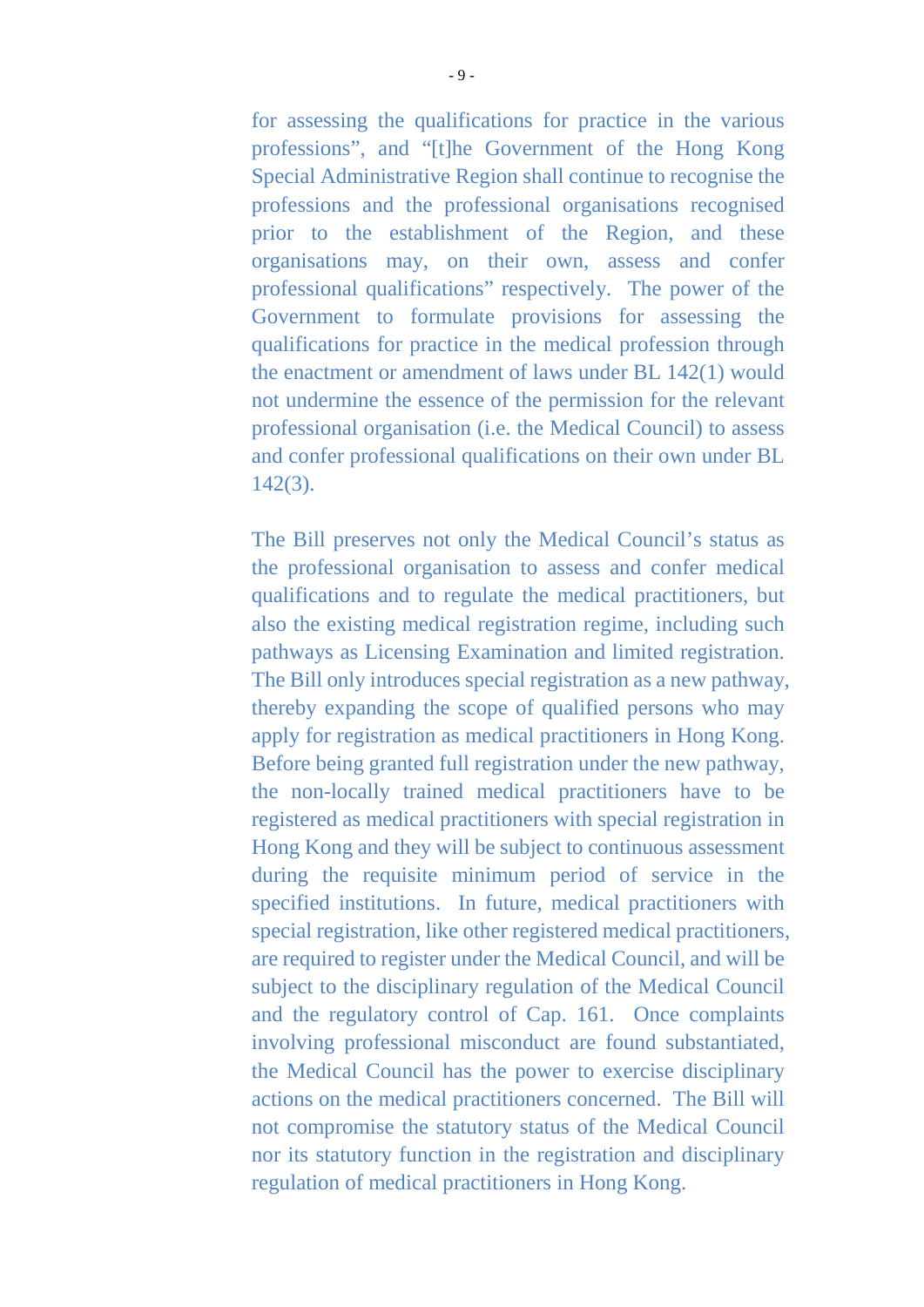for assessing the qualifications for practice in the various professions", and "[t]he Government of the Hong Kong Special Administrative Region shall continue to recognise the professions and the professional organisations recognised prior to the establishment of the Region, and these organisations may, on their own, assess and confer professional qualifications" respectively. The power of the Government to formulate provisions for assessing the qualifications for practice in the medical profession through the enactment or amendment of laws under BL 142(1) would not undermine the essence of the permission for the relevant professional organisation (i.e. the Medical Council) to assess and confer professional qualifications on their own under BL 142(3).

The Bill preserves not only the Medical Council's status as the professional organisation to assess and confer medical qualifications and to regulate the medical practitioners, but also the existing medical registration regime, including such pathways as Licensing Examination and limited registration. The Bill only introduces special registration as a new pathway, thereby expanding the scope of qualified persons who may apply for registration as medical practitioners in Hong Kong. Before being granted full registration under the new pathway, the non-locally trained medical practitioners have to be registered as medical practitioners with special registration in Hong Kong and they will be subject to continuous assessment during the requisite minimum period of service in the specified institutions. In future, medical practitioners with special registration, like other registered medical practitioners, are required to register under the Medical Council, and will be subject to the disciplinary regulation of the Medical Council and the regulatory control of Cap. 161. Once complaints involving professional misconduct are found substantiated, the Medical Council has the power to exercise disciplinary actions on the medical practitioners concerned. The Bill will not compromise the statutory status of the Medical Council nor its statutory function in the registration and disciplinary regulation of medical practitioners in Hong Kong.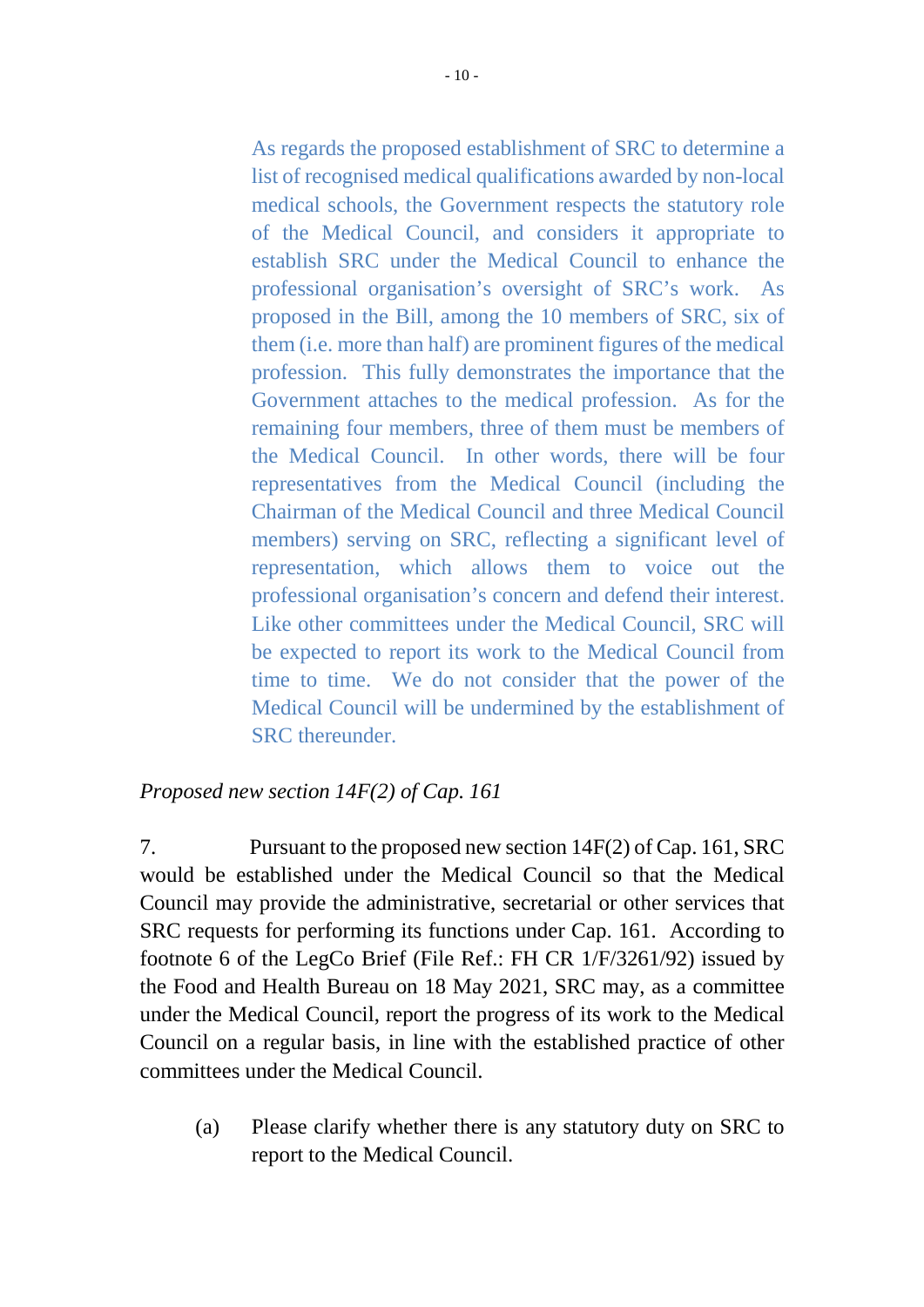As regards the proposed establishment of SRC to determine a list of recognised medical qualifications awarded by non-local medical schools, the Government respects the statutory role of the Medical Council, and considers it appropriate to establish SRC under the Medical Council to enhance the professional organisation's oversight of SRC's work. As proposed in the Bill, among the 10 members of SRC, six of them (i.e. more than half) are prominent figures of the medical profession. This fully demonstrates the importance that the Government attaches to the medical profession. As for the remaining four members, three of them must be members of the Medical Council. In other words, there will be four representatives from the Medical Council (including the Chairman of the Medical Council and three Medical Council members) serving on SRC, reflecting a significant level of representation, which allows them to voice out the professional organisation's concern and defend their interest. Like other committees under the Medical Council, SRC will be expected to report its work to the Medical Council from time to time. We do not consider that the power of the Medical Council will be undermined by the establishment of SRC thereunder.

*Proposed new section 14F(2) of Cap. 161*

7. Pursuant to the proposed new section 14F(2) of Cap. 161, SRC would be established under the Medical Council so that the Medical Council may provide the administrative, secretarial or other services that SRC requests for performing its functions under Cap. 161. According to footnote 6 of the LegCo Brief (File Ref.: FH CR 1/F/3261/92) issued by the Food and Health Bureau on 18 May 2021, SRC may, as a committee under the Medical Council, report the progress of its work to the Medical Council on a regular basis, in line with the established practice of other committees under the Medical Council.

(a) Please clarify whether there is any statutory duty on SRC to report to the Medical Council.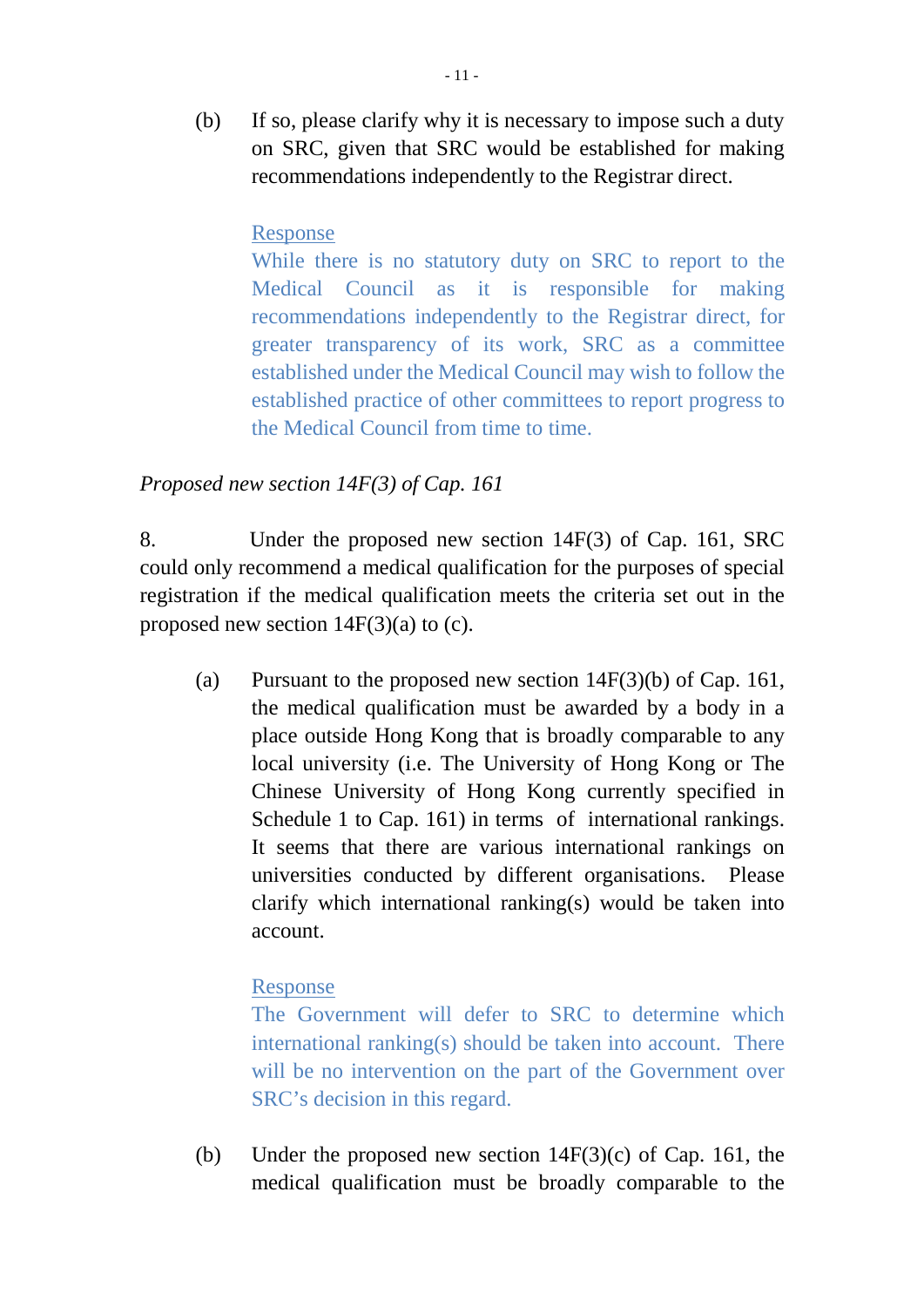(b) If so, please clarify why it is necessary to impose such a duty on SRC, given that SRC would be established for making recommendations independently to the Registrar direct.

<u>Response</u>
While there is no statutory duty on SRC to report to the Medical Council as it is responsible for making recommendations independently to the Registrar direct, for greater transparency of its work, SRC as a committee established under the Medical Council may wish to follow the established practice of other committees to report progress to the Medical Council from time to time.

*Proposed new section 14F(3) of Cap. 161*

8. Under the proposed new section 14F(3) of Cap. 161, SRC could only recommend a medical qualification for the purposes of special registration if the medical qualification meets the criteria set out in the proposed new section 14F(3)(a) to (c).

(a) Pursuant to the proposed new section 14F(3)(b) of Cap. 161, the medical qualification must be awarded by a body in a place outside Hong Kong that is broadly comparable to any local university (i.e. The University of Hong Kong or The Chinese University of Hong Kong currently specified in Schedule 1 to Cap. 161) in terms of international rankings. It seems that there are various international rankings on universities conducted by different organisations. Please clarify which international ranking(s) would be taken into account.

<u>Response</u>
The Government will defer to SRC to determine which international ranking(s) should be taken into account. There will be no intervention on the part of the Government over SRC's decision in this regard.

(b) Under the proposed new section 14F(3)(c) of Cap. 161, the medical qualification must be broadly comparable to the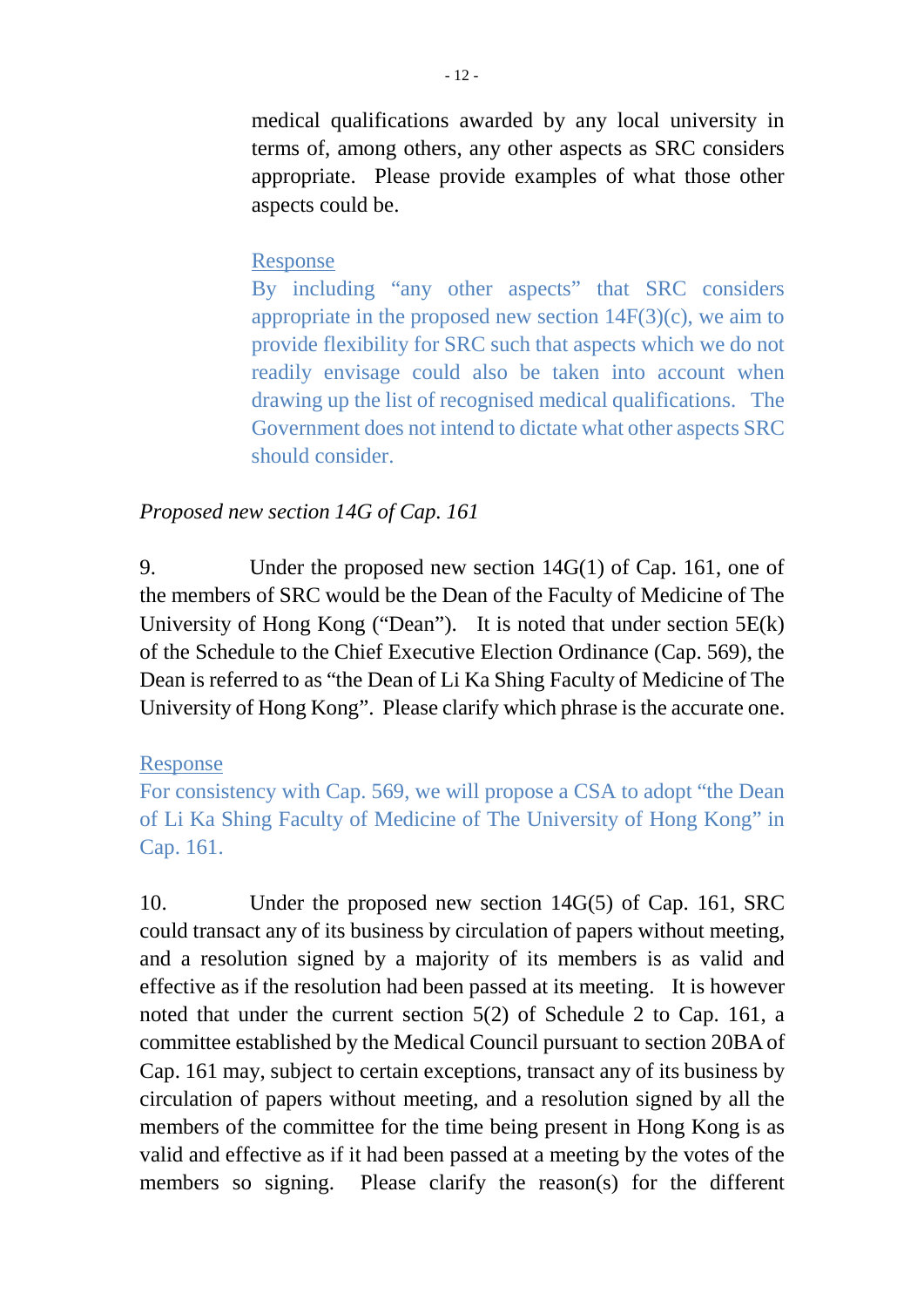medical qualifications awarded by any local university in terms of, among others, any other aspects as SRC considers appropriate. Please provide examples of what those other aspects could be.

Response

By including "any other aspects" that SRC considers appropriate in the proposed new section 14F(3)(c), we aim to provide flexibility for SRC such that aspects which we do not readily envisage could also be taken into account when drawing up the list of recognised medical qualifications. The Government does not intend to dictate what other aspects SRC should consider.

*Proposed new section 14G of Cap. 161*

9. Under the proposed new section 14G(1) of Cap. 161, one of the members of SRC would be the Dean of the Faculty of Medicine of The University of Hong Kong ("Dean"). It is noted that under section 5E(k) of the Schedule to the Chief Executive Election Ordinance (Cap. 569), the Dean is referred to as "the Dean of Li Ka Shing Faculty of Medicine of The University of Hong Kong". Please clarify which phrase is the accurate one.

Response

For consistency with Cap. 569, we will propose a CSA to adopt "the Dean of Li Ka Shing Faculty of Medicine of The University of Hong Kong" in Cap. 161.

10. Under the proposed new section 14G(5) of Cap. 161, SRC could transact any of its business by circulation of papers without meeting, and a resolution signed by a majority of its members is as valid and effective as if the resolution had been passed at its meeting. It is however noted that under the current section 5(2) of Schedule 2 to Cap. 161, a committee established by the Medical Council pursuant to section 20BA of Cap. 161 may, subject to certain exceptions, transact any of its business by circulation of papers without meeting, and a resolution signed by all the members of the committee for the time being present in Hong Kong is as valid and effective as if it had been passed at a meeting by the votes of the members so signing. Please clarify the reason(s) for the different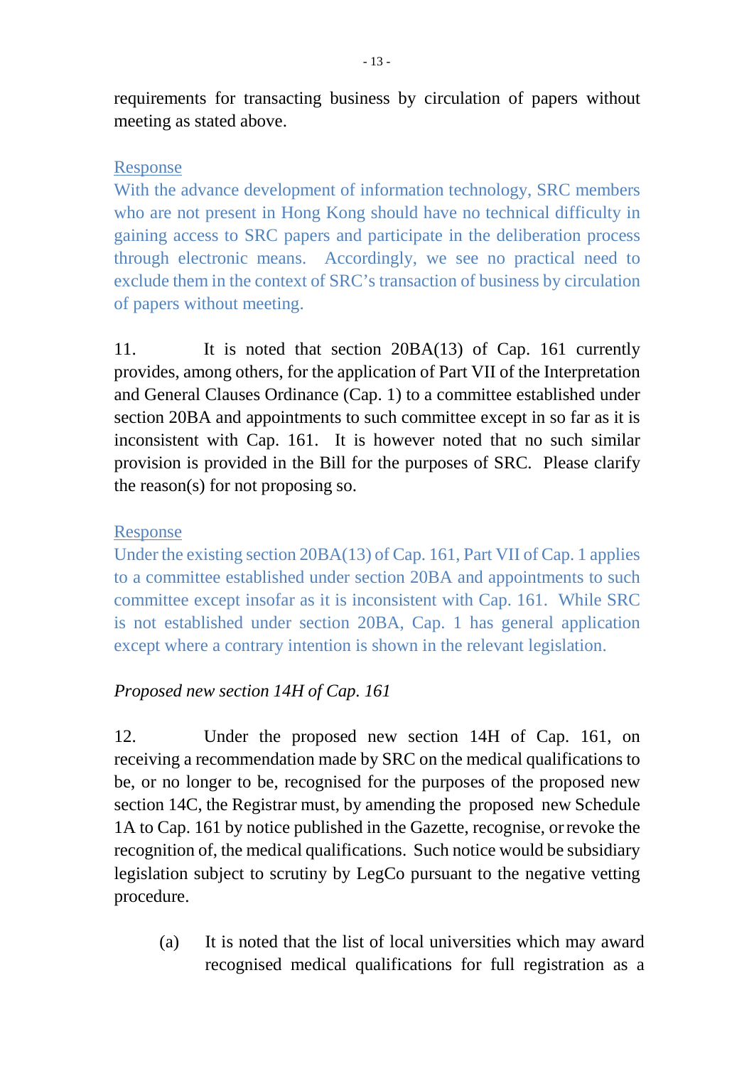requirements for transacting business by circulation of papers without meeting as stated above.

<u>Response</u>

With the advance development of information technology, SRC members who are not present in Hong Kong should have no technical difficulty in gaining access to SRC papers and participate in the deliberation process through electronic means. Accordingly, we see no practical need to exclude them in the context of SRC's transaction of business by circulation of papers without meeting.

11. It is noted that section 20BA(13) of Cap. 161 currently provides, among others, for the application of Part VII of the Interpretation and General Clauses Ordinance (Cap. 1) to a committee established under section 20BA and appointments to such committee except in so far as it is inconsistent with Cap. 161. It is however noted that no such similar provision is provided in the Bill for the purposes of SRC. Please clarify the reason(s) for not proposing so.

<u>Response</u>

Under the existing section 20BA(13) of Cap. 161, Part VII of Cap. 1 applies to a committee established under section 20BA and appointments to such committee except insofar as it is inconsistent with Cap. 161. While SRC is not established under section 20BA, Cap. 1 has general application except where a contrary intention is shown in the relevant legislation.

*Proposed new section 14H of Cap. 161*

12. Under the proposed new section 14H of Cap. 161, on receiving a recommendation made by SRC on the medical qualifications to be, or no longer to be, recognised for the purposes of the proposed new section 14C, the Registrar must, by amending the proposed new Schedule 1A to Cap. 161 by notice published in the Gazette, recognise, or revoke the recognition of, the medical qualifications. Such notice would be subsidiary legislation subject to scrutiny by LegCo pursuant to the negative vetting procedure.

(a) It is noted that the list of local universities which may award recognised medical qualifications for full registration as a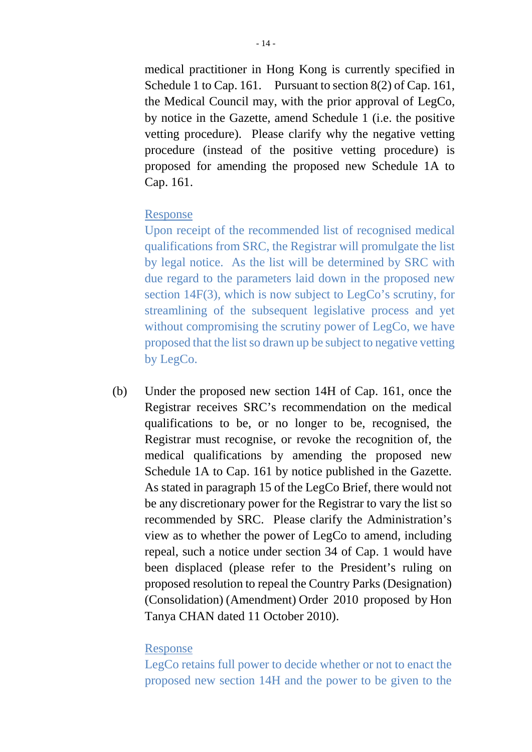medical practitioner in Hong Kong is currently specified in Schedule 1 to Cap. 161. Pursuant to section 8(2) of Cap. 161, the Medical Council may, with the prior approval of LegCo, by notice in the Gazette, amend Schedule 1 (i.e. the positive vetting procedure). Please clarify why the negative vetting procedure (instead of the positive vetting procedure) is proposed for amending the proposed new Schedule 1A to Cap. 161.

<u>Response</u>

Upon receipt of the recommended list of recognised medical qualifications from SRC, the Registrar will promulgate the list by legal notice. As the list will be determined by SRC with due regard to the parameters laid down in the proposed new section 14F(3), which is now subject to LegCo's scrutiny, for streamlining of the subsequent legislative process and yet without compromising the scrutiny power of LegCo, we have proposed that the list so drawn up be subject to negative vetting by LegCo.

(b) Under the proposed new section 14H of Cap. 161, once the Registrar receives SRC's recommendation on the medical qualifications to be, or no longer to be, recognised, the Registrar must recognise, or revoke the recognition of, the medical qualifications by amending the proposed new Schedule 1A to Cap. 161 by notice published in the Gazette. As stated in paragraph 15 of the LegCo Brief, there would not be any discretionary power for the Registrar to vary the list so recommended by SRC. Please clarify the Administration's view as to whether the power of LegCo to amend, including repeal, such a notice under section 34 of Cap. 1 would have been displaced (please refer to the President's ruling on proposed resolution to repeal the Country Parks (Designation) (Consolidation) (Amendment) Order 2010 proposed by Hon Tanya CHAN dated 11 October 2010).

<u>Response</u>

LegCo retains full power to decide whether or not to enact the proposed new section 14H and the power to be given to the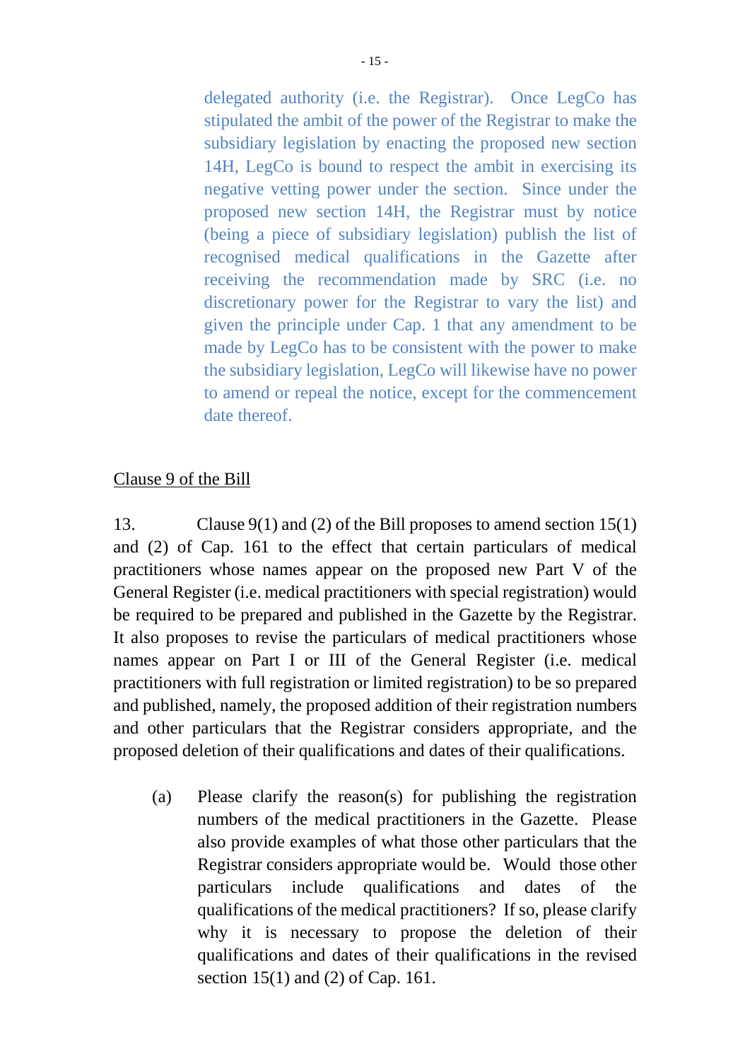delegated authority (i.e. the Registrar). Once LegCo has stipulated the ambit of the power of the Registrar to make the subsidiary legislation by enacting the proposed new section 14H, LegCo is bound to respect the ambit in exercising its negative vetting power under the section. Since under the proposed new section 14H, the Registrar must by notice (being a piece of subsidiary legislation) publish the list of recognised medical qualifications in the Gazette after receiving the recommendation made by SRC (i.e. no discretionary power for the Registrar to vary the list) and given the principle under Cap. 1 that any amendment to be made by LegCo has to be consistent with the power to make the subsidiary legislation, LegCo will likewise have no power to amend or repeal the notice, except for the commencement date thereof.

Clause 9 of the Bill

13. Clause 9(1) and (2) of the Bill proposes to amend section 15(1) and (2) of Cap. 161 to the effect that certain particulars of medical practitioners whose names appear on the proposed new Part V of the General Register (i.e. medical practitioners with special registration) would be required to be prepared and published in the Gazette by the Registrar. It also proposes to revise the particulars of medical practitioners whose names appear on Part I or III of the General Register (i.e. medical practitioners with full registration or limited registration) to be so prepared and published, namely, the proposed addition of their registration numbers and other particulars that the Registrar considers appropriate, and the proposed deletion of their qualifications and dates of their qualifications.

(a) Please clarify the reason(s) for publishing the registration numbers of the medical practitioners in the Gazette. Please also provide examples of what those other particulars that the Registrar considers appropriate would be. Would those other particulars include qualifications and dates of the qualifications of the medical practitioners? If so, please clarify why it is necessary to propose the deletion of their qualifications and dates of their qualifications in the revised section 15(1) and (2) of Cap. 161.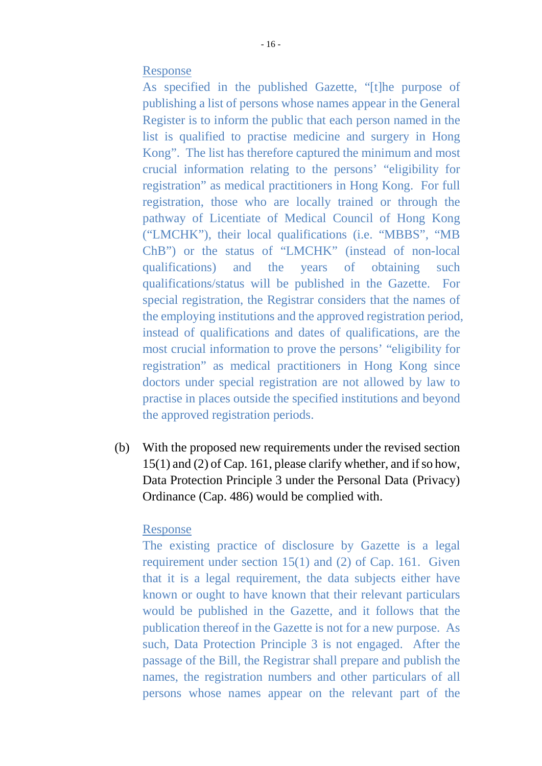Response

As specified in the published Gazette, "[t]he purpose of publishing a list of persons whose names appear in the General Register is to inform the public that each person named in the list is qualified to practise medicine and surgery in Hong Kong". The list has therefore captured the minimum and most crucial information relating to the persons' "eligibility for registration" as medical practitioners in Hong Kong. For full registration, those who are locally trained or through the pathway of Licentiate of Medical Council of Hong Kong ("LMCHK"), their local qualifications (i.e. "MBBS", "MB ChB") or the status of "LMCHK" (instead of non-local qualifications) and the years of obtaining such qualifications/status will be published in the Gazette. For special registration, the Registrar considers that the names of the employing institutions and the approved registration period, instead of qualifications and dates of qualifications, are the most crucial information to prove the persons' "eligibility for registration" as medical practitioners in Hong Kong since doctors under special registration are not allowed by law to practise in places outside the specified institutions and beyond the approved registration periods.

(b) With the proposed new requirements under the revised section 15(1) and (2) of Cap. 161, please clarify whether, and if so how, Data Protection Principle 3 under the Personal Data (Privacy) Ordinance (Cap. 486) would be complied with.

Response

The existing practice of disclosure by Gazette is a legal requirement under section 15(1) and (2) of Cap. 161. Given that it is a legal requirement, the data subjects either have known or ought to have known that their relevant particulars would be published in the Gazette, and it follows that the publication thereof in the Gazette is not for a new purpose. As such, Data Protection Principle 3 is not engaged. After the passage of the Bill, the Registrar shall prepare and publish the names, the registration numbers and other particulars of all persons whose names appear on the relevant part of the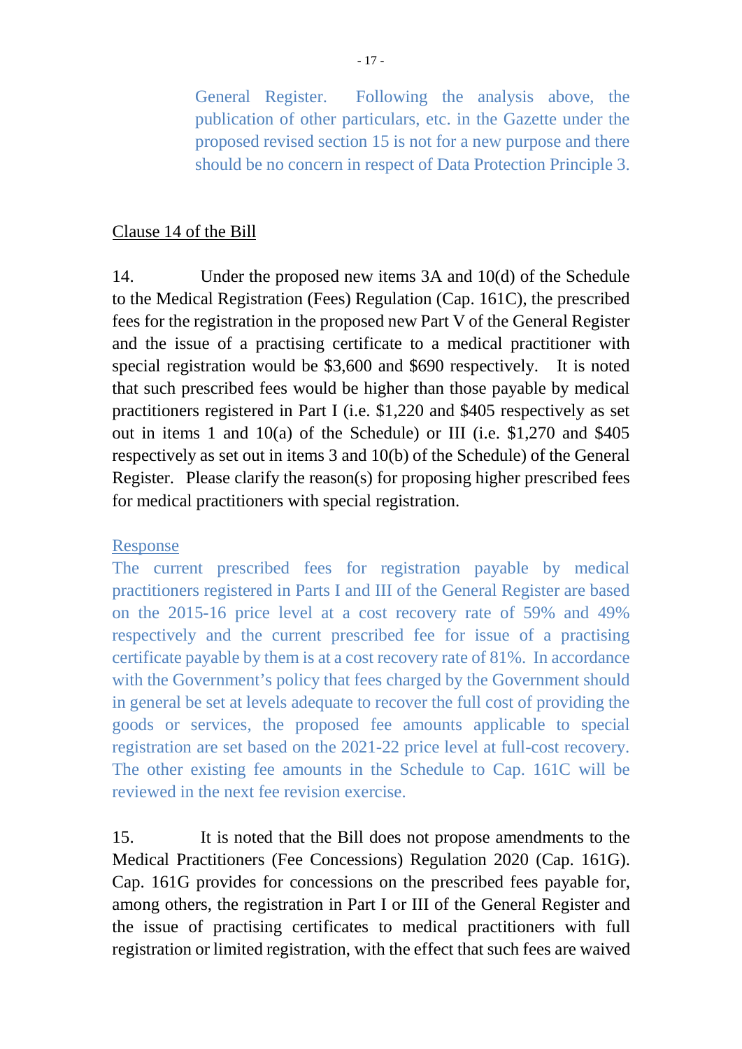General Register. Following the analysis above, the publication of other particulars, etc. in the Gazette under the proposed revised section 15 is not for a new purpose and there should be no concern in respect of Data Protection Principle 3.

Clause 14 of the Bill

14. Under the proposed new items 3A and 10(d) of the Schedule to the Medical Registration (Fees) Regulation (Cap. 161C), the prescribed fees for the registration in the proposed new Part V of the General Register and the issue of a practising certificate to a medical practitioner with special registration would be $3,600 and $690 respectively. It is noted that such prescribed fees would be higher than those payable by medical practitioners registered in Part I (i.e. $1,220 and $405 respectively as set out in items 1 and 10(a) of the Schedule) or III (i.e. $1,270 and $405 respectively as set out in items 3 and 10(b) of the Schedule) of the General Register. Please clarify the reason(s) for proposing higher prescribed fees for medical practitioners with special registration.

Response

The current prescribed fees for registration payable by medical practitioners registered in Parts I and III of the General Register are based on the 2015-16 price level at a cost recovery rate of 59% and 49% respectively and the current prescribed fee for issue of a practising certificate payable by them is at a cost recovery rate of 81%. In accordance with the Government's policy that fees charged by the Government should in general be set at levels adequate to recover the full cost of providing the goods or services, the proposed fee amounts applicable to special registration are set based on the 2021-22 price level at full-cost recovery. The other existing fee amounts in the Schedule to Cap. 161C will be reviewed in the next fee revision exercise.

15. It is noted that the Bill does not propose amendments to the Medical Practitioners (Fee Concessions) Regulation 2020 (Cap. 161G). Cap. 161G provides for concessions on the prescribed fees payable for, among others, the registration in Part I or III of the General Register and the issue of practising certificates to medical practitioners with full registration or limited registration, with the effect that such fees are waived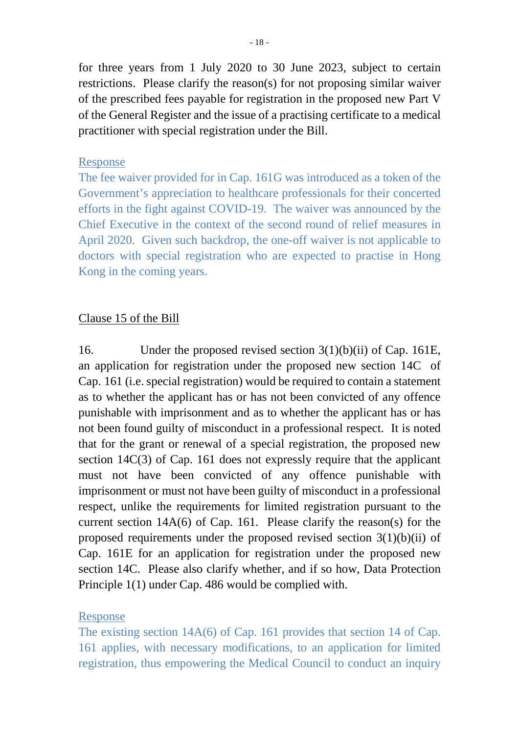for three years from 1 July 2020 to 30 June 2023, subject to certain restrictions. Please clarify the reason(s) for not proposing similar waiver of the prescribed fees payable for registration in the proposed new Part V of the General Register and the issue of a practising certificate to a medical practitioner with special registration under the Bill.

Response

The fee waiver provided for in Cap. 161G was introduced as a token of the Government's appreciation to healthcare professionals for their concerted efforts in the fight against COVID-19. The waiver was announced by the Chief Executive in the context of the second round of relief measures in April 2020. Given such backdrop, the one-off waiver is not applicable to doctors with special registration who are expected to practise in Hong Kong in the coming years.

Clause 15 of the Bill

16. Under the proposed revised section 3(1)(b)(ii) of Cap. 161E, an application for registration under the proposed new section 14C of Cap. 161 (i.e. special registration) would be required to contain a statement as to whether the applicant has or has not been convicted of any offence punishable with imprisonment and as to whether the applicant has or has not been found guilty of misconduct in a professional respect. It is noted that for the grant or renewal of a special registration, the proposed new section 14C(3) of Cap. 161 does not expressly require that the applicant must not have been convicted of any offence punishable with imprisonment or must not have been guilty of misconduct in a professional respect, unlike the requirements for limited registration pursuant to the current section 14A(6) of Cap. 161. Please clarify the reason(s) for the proposed requirements under the proposed revised section 3(1)(b)(ii) of Cap. 161E for an application for registration under the proposed new section 14C. Please also clarify whether, and if so how, Data Protection Principle 1(1) under Cap. 486 would be complied with.

Response

The existing section 14A(6) of Cap. 161 provides that section 14 of Cap. 161 applies, with necessary modifications, to an application for limited registration, thus empowering the Medical Council to conduct an inquiry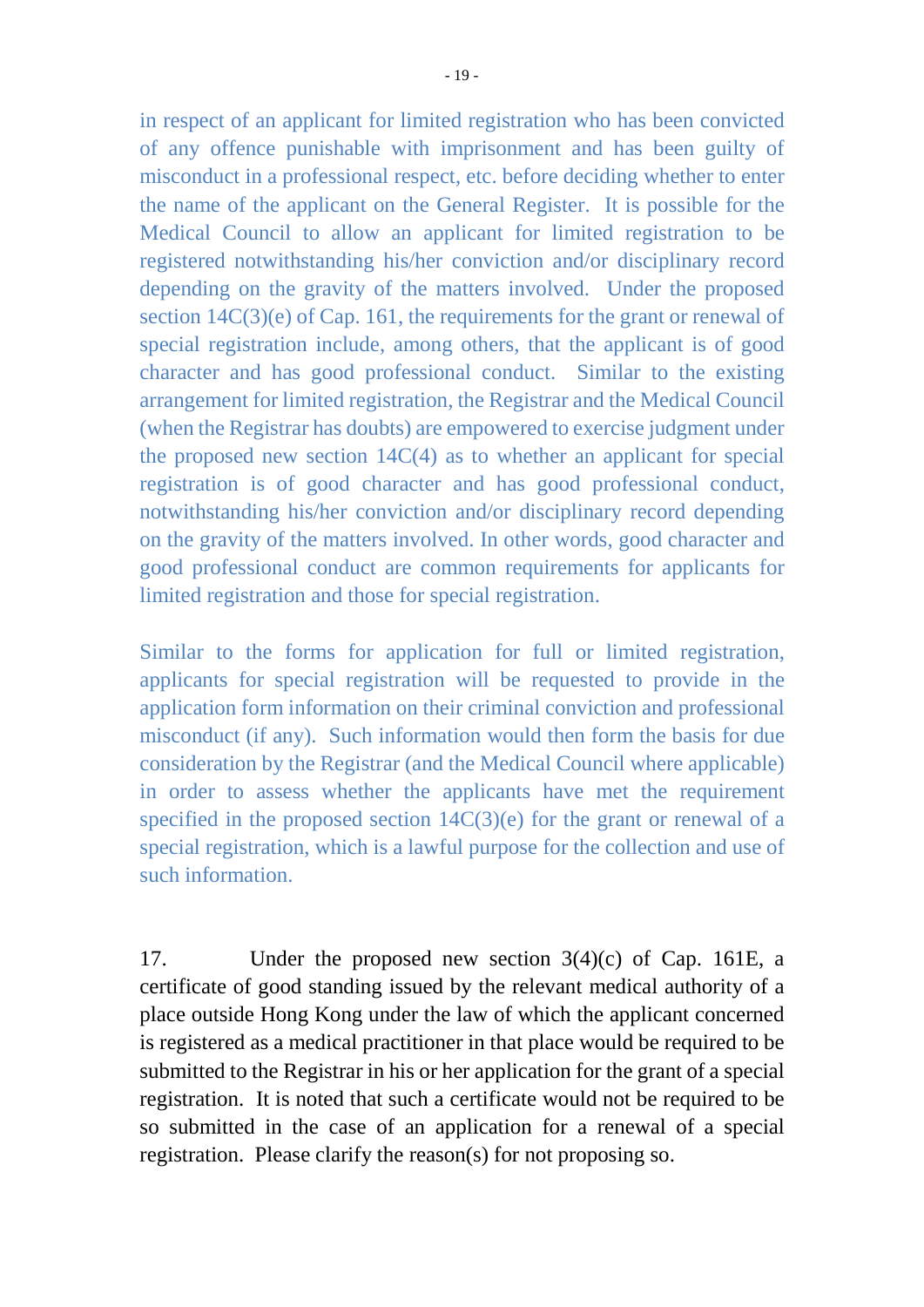in respect of an applicant for limited registration who has been convicted of any offence punishable with imprisonment and has been guilty of misconduct in a professional respect, etc. before deciding whether to enter the name of the applicant on the General Register. It is possible for the Medical Council to allow an applicant for limited registration to be registered notwithstanding his/her conviction and/or disciplinary record depending on the gravity of the matters involved. Under the proposed section 14C(3)(e) of Cap. 161, the requirements for the grant or renewal of special registration include, among others, that the applicant is of good character and has good professional conduct. Similar to the existing arrangement for limited registration, the Registrar and the Medical Council (when the Registrar has doubts) are empowered to exercise judgment under the proposed new section 14C(4) as to whether an applicant for special registration is of good character and has good professional conduct, notwithstanding his/her conviction and/or disciplinary record depending on the gravity of the matters involved. In other words, good character and good professional conduct are common requirements for applicants for limited registration and those for special registration.

Similar to the forms for application for full or limited registration, applicants for special registration will be requested to provide in the application form information on their criminal conviction and professional misconduct (if any). Such information would then form the basis for due consideration by the Registrar (and the Medical Council where applicable) in order to assess whether the applicants have met the requirement specified in the proposed section 14C(3)(e) for the grant or renewal of a special registration, which is a lawful purpose for the collection and use of such information.

17. Under the proposed new section 3(4)(c) of Cap. 161E, a certificate of good standing issued by the relevant medical authority of a place outside Hong Kong under the law of which the applicant concerned is registered as a medical practitioner in that place would be required to be submitted to the Registrar in his or her application for the grant of a special registration. It is noted that such a certificate would not be required to be so submitted in the case of an application for a renewal of a special registration. Please clarify the reason(s) for not proposing so.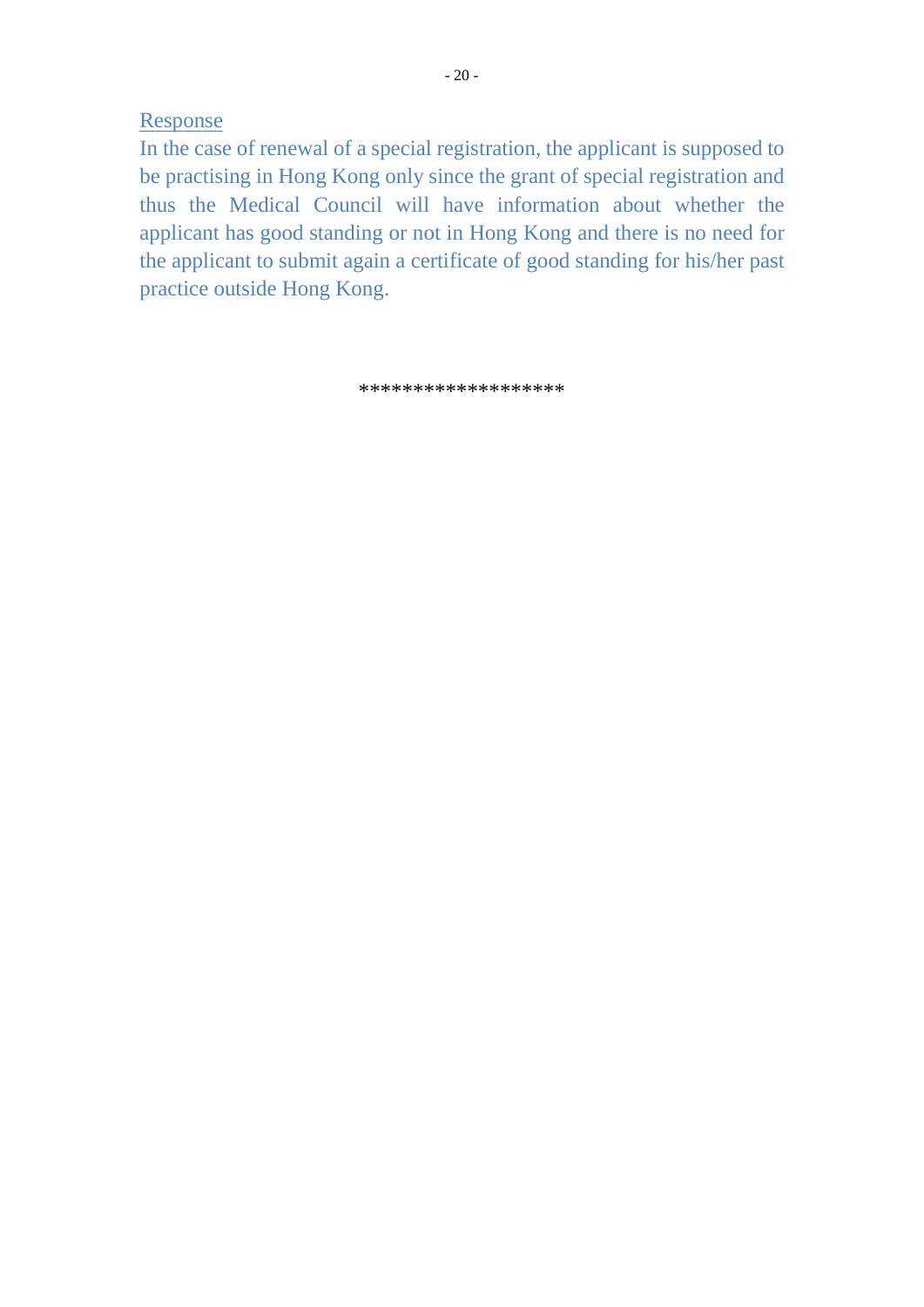<u>Response</u>

In the case of renewal of a special registration, the applicant is supposed to be practising in Hong Kong only since the grant of special registration and thus the Medical Council will have information about whether the applicant has good standing or not in Hong Kong and there is no need for the applicant to submit again a certificate of good standing for his/her past practice outside Hong Kong.

*******************